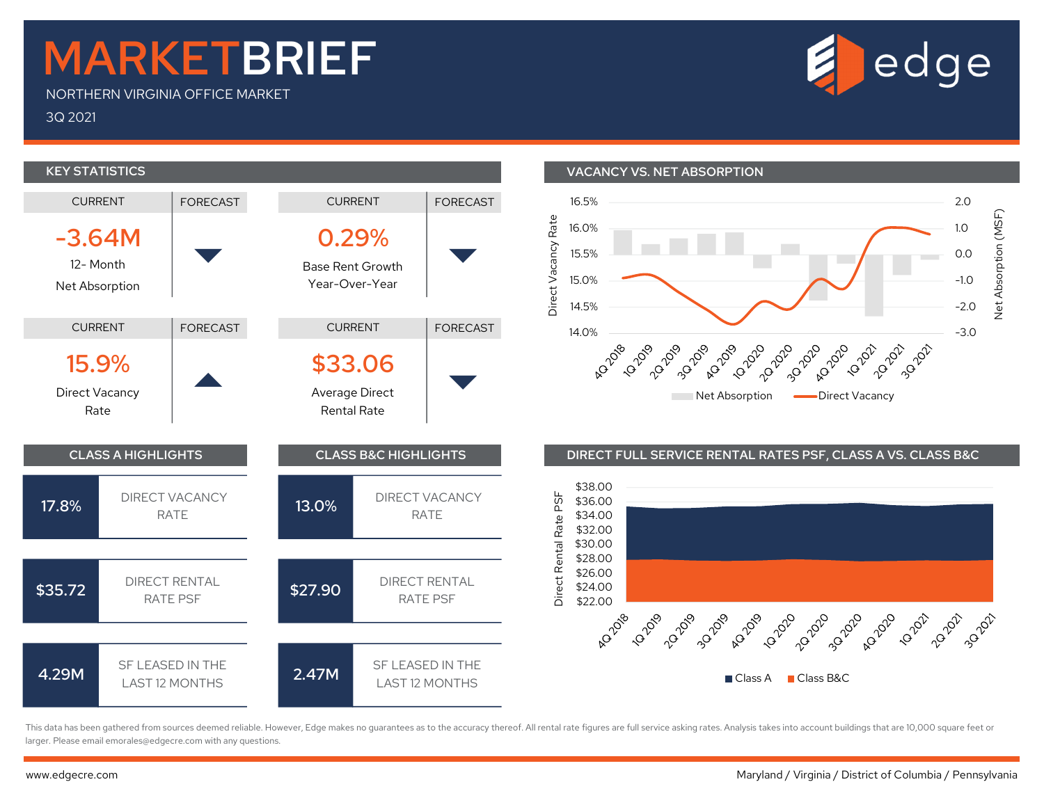# MARKETBRIEF

NORTHERN VIRGINIA OFFICE MARKET

3Q 2021

edge

## KEY STATISTICS

| CURRENT | FORECAST |
|---|---|
| **-3.64M** 12- Month Net Absorption | ▼ |
| **0.29%** Base Rent Growth Year-Over-Year | ▼ |
| **15.9%** Direct Vacancy Rate | ▲ |
| **$33.06** Average Direct Rental Rate | ▼ |

## VACANCY VS. NET ABSORPTION

Direct Vacancy Rate: 16.5%, 16.0%, 15.5%, 15.0%, 14.5%, 14.0%

Net Absorption (MSF): 2.0, 1.0, 0.0, -1.0, -2.0, -3.0

4Q 2018, 1Q 2019, 2Q 2019, 3Q 2019, 4Q 2019, 1Q 2020, 2Q 2020, 3Q 2020, 4Q 2020, 1Q 2021, 2Q 2021, 3Q 2021

Net Absorption — Direct Vacancy

## CLASS A HIGHLIGHTS

| | |
|---|---|
| 17.8% | DIRECT VACANCY RATE |
| $35.72 | DIRECT RENTAL RATE PSF |
| 4.29M | SF LEASED IN THE LAST 12 MONTHS |

## CLASS B&C HIGHLIGHTS

| | |
|---|---|
| 13.0% | DIRECT VACANCY RATE |
| $27.90 | DIRECT RENTAL RATE PSF |
| 2.47M | SF LEASED IN THE LAST 12 MONTHS |

## DIRECT FULL SERVICE RENTAL RATES PSF, CLASS A VS. CLASS B&C

Direct Rental Rate PSF: $38.00, $36.00, $34.00, $32.00, $30.00, $28.00, $26.00, $24.00, $22.00

4Q 2018, 1Q 2019, 2Q 2019, 3Q 2019, 4Q 2019, 1Q 2020, 2Q 2020, 3Q 2020, 4Q 2020, 1Q 2021, 2Q 2021, 3Q 2021

Class A — Class B&C

This data has been gathered from sources deemed reliable. However, Edge makes no guarantees as to the accuracy thereof. All rental rate figures are full service asking rates. Analysis takes into account buildings that are 10,000 square feet or larger. Please email emorales@edgecre.com with any questions.

www.edgecre.com

Maryland / Virginia / District of Columbia / Pennsylvania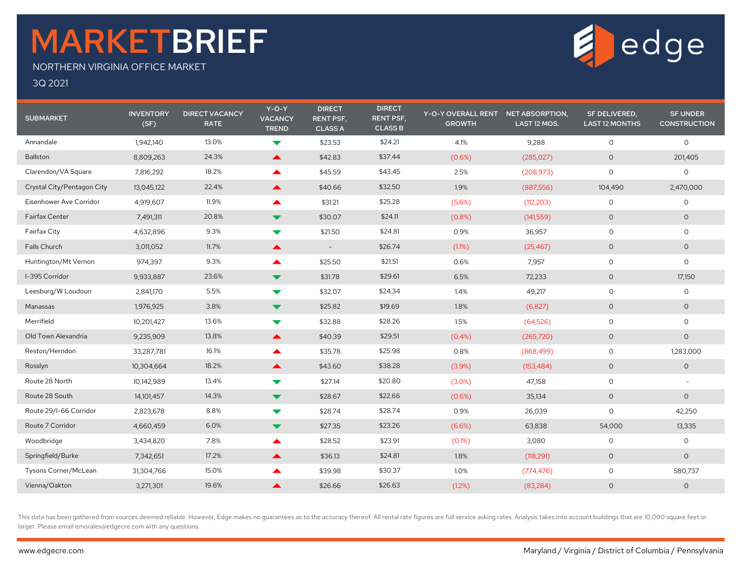# MARKETBRIEF

NORTHERN VIRGINIA OFFICE MARKET

3Q 2021

edge

| SUBMARKET | INVENTORY (SF) | DIRECT VACANCY RATE | Y-O-Y VACANCY TREND | DIRECT RENT PSF, CLASS A | DIRECT RENT PSF, CLASS B | Y-O-Y OVERALL RENT GROWTH | NET ABSORPTION, LAST 12 MOS. | SF DELIVERED, LAST 12 MONTHS | SF UNDER CONSTRUCTION |
|---|---|---|---|---|---|---|---|---|---|
| Annandale | 1,942,140 | 13.0% | ▼ | $23.53 | $24.21 | 4.1% | 9,288 | 0 | 0 |
| Ballston | 8,809,263 | 24.3% | ▲ | $42.83 | $37.44 | (0.6%) | (285,027) | 0 | 201,405 |
| Clarendon/VA Square | 7,816,292 | 18.2% | ▲ | $45.59 | $43.45 | 2.5% | (208,973) | 0 | 0 |
| Crystal City/Pentagon City | 13,045,122 | 22.4% | ▲ | $40.66 | $32.50 | 1.9% | (887,556) | 104,490 | 2,470,000 |
| Eisenhower Ave Corridor | 4,919,607 | 11.9% | ▲ | $31.21 | $25.28 | (5.6%) | (112,203) | 0 | 0 |
| Fairfax Center | 7,491,311 | 20.8% | ▼ | $30.07 | $24.11 | (0.8%) | (141,559) | 0 | 0 |
| Fairfax City | 4,632,896 | 9.3% | ▼ | $21.50 | $24.81 | 0.9% | 36,957 | 0 | 0 |
| Falls Church | 3,011,052 | 11.7% | ▲ | - | $26.74 | (1.1%) | (25,467) | 0 | 0 |
| Huntington/Mt Vernon | 974,397 | 9.3% | ▲ | $25.50 | $21.51 | 0.6% | 7,957 | 0 | 0 |
| I-395 Corridor | 9,933,887 | 23.6% | ▼ | $31.78 | $29.61 | 6.5% | 72,233 | 0 | 17,150 |
| Leesburg/W Loudoun | 2,841,170 | 5.5% | ▼ | $32.07 | $24.34 | 1.4% | 49,217 | 0 | 0 |
| Manassas | 1,976,925 | 3.8% | ▼ | $25.82 | $19.69 | 1.8% | (6,827) | 0 | 0 |
| Merrifield | 10,201,427 | 13.6% | ▼ | $32.88 | $28.26 | 1.5% | (64,526) | 0 | 0 |
| Old Town Alexandria | 9,235,909 | 13.8% | ▲ | $40.39 | $29.51 | (0.4%) | (265,720) | 0 | 0 |
| Reston/Herndon | 33,287,781 | 16.1% | ▲ | $35.78 | $25.98 | 0.8% | (868,499) | 0 | 1,283,000 |
| Rosslyn | 10,304,664 | 18.2% | ▲ | $43.60 | $38.28 | (3.9%) | (153,484) | 0 | 0 |
| Route 28 North | 10,142,989 | 13.4% | ▼ | $27.14 | $20.80 | (3.0%) | 47,158 | 0 | - |
| Route 28 South | 14,101,457 | 14.3% | ▼ | $28.67 | $22.66 | (0.6%) | 35,134 | 0 | 0 |
| Route 29/I-66 Corridor | 2,823,678 | 8.8% | ▼ | $28.74 | $28.74 | 0.9% | 26,039 | 0 | 42,250 |
| Route 7 Corridor | 4,660,459 | 6.0% | ▼ | $27.35 | $23.26 | (6.6%) | 63,838 | 54,000 | 13,335 |
| Woodbridge | 3,434,820 | 7.8% | ▲ | $28.52 | $23.91 | (0.1%) | 3,080 | 0 | 0 |
| Springfield/Burke | 7,342,651 | 17.2% | ▲ | $36.13 | $24.81 | 1.8% | (118,291) | 0 | 0 |
| Tysons Corner/McLean | 31,304,766 | 15.0% | ▲ | $39.98 | $30.37 | 1.0% | (774,476) | 0 | 580,737 |
| Vienna/Oakton | 3,271,301 | 19.6% | ▲ | $26.66 | $26.63 | (1.2%) | (83,284) | 0 | 0 |

This data has been gathered from sources deemed reliable. However, Edge makes no guarantees as to the accuracy thereof. All rental rate figures are full service asking rates. Analysis takes into account buildings that are 10,000 square feet or larger. Please email emorales@edgecre.com with any questions.

www.edgecre.com

Maryland / Virginia / District of Columbia / Pennsylvania